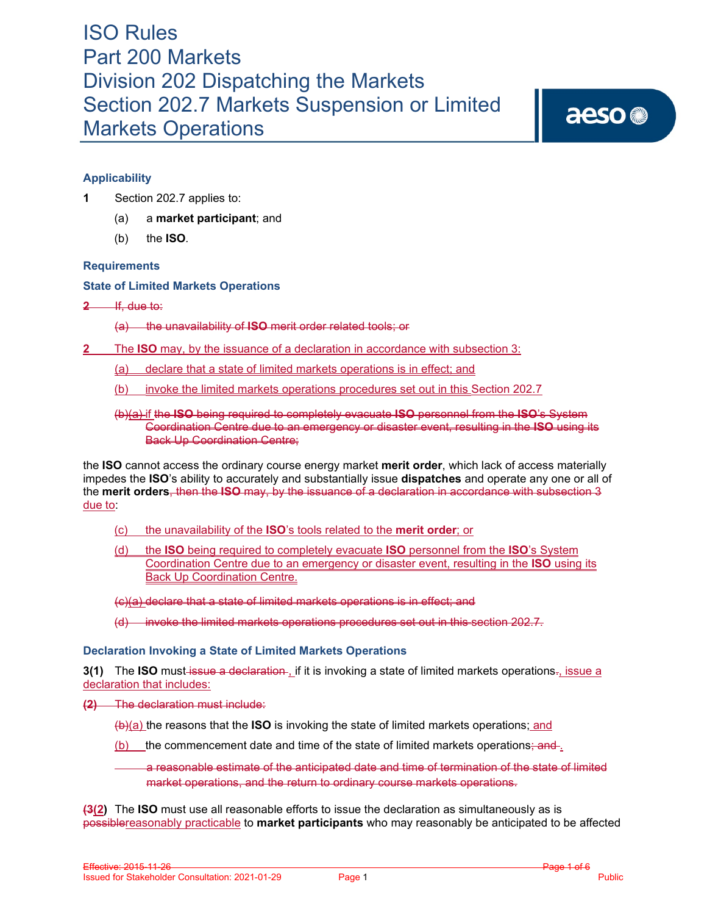# ISO Rules
# Part 200 Markets
# Division 202 Dispatching the Markets
# Section 202.7 Markets Suspension or Limited Markets Operations

### Applicability

**1** Section 202.7 applies to:

(a) a **market participant**; and

(b) the **ISO**.

### Requirements

### State of Limited Markets Operations

~~**2** If, due to:~~

~~(a) the unavailability of **ISO** merit order related tools; or~~

**2** The **ISO** may, by the issuance of a declaration in accordance with subsection 3:

(a) declare that a state of limited markets operations is in effect; and

(b) invoke the limited markets operations procedures set out in this Section 202.7

~~(b)(a) if the **ISO** being required to completely evacuate **ISO** personnel from the **ISO**'s System Coordination Centre due to an emergency or disaster event, resulting in the **ISO** using its Back Up Coordination Centre;~~

the **ISO** cannot access the ordinary course energy market **merit order**, which lack of access materially impedes the **ISO**'s ability to accurately and substantially issue **dispatches** and operate any one or all of the **merit orders**~~, then the **ISO** may, by the issuance of a declaration in accordance with subsection 3~~ due to:

(c) the unavailability of the **ISO**'s tools related to the **merit order**; or

(d) the **ISO** being required to completely evacuate **ISO** personnel from the **ISO**'s System Coordination Centre due to an emergency or disaster event, resulting in the **ISO** using its Back Up Coordination Centre.

~~(c)(a) declare that a state of limited markets operations is in effect; and~~

~~(d) invoke the limited markets operations procedures set out in this section 202.7.~~

### Declaration Invoking a State of Limited Markets Operations

**3(1)** The **ISO** must ~~issue a declaration~~ , if it is invoking a state of limited markets operations~~.~~, issue a declaration that includes:

~~**(2)** The declaration must include:~~

~~(b)~~(a) the reasons that the **ISO** is invoking the state of limited markets operations; and

(b) the commencement date and time of the state of limited markets operations~~; and~~ .

~~a reasonable estimate of the anticipated date and time of termination of the state of limited market operations, and the return to ordinary course markets operations.~~

~~(3~~**(2)** The **ISO** must use all reasonable efforts to issue the declaration as simultaneously as is ~~possible~~reasonably practicable to **market participants** who may reasonably be anticipated to be affected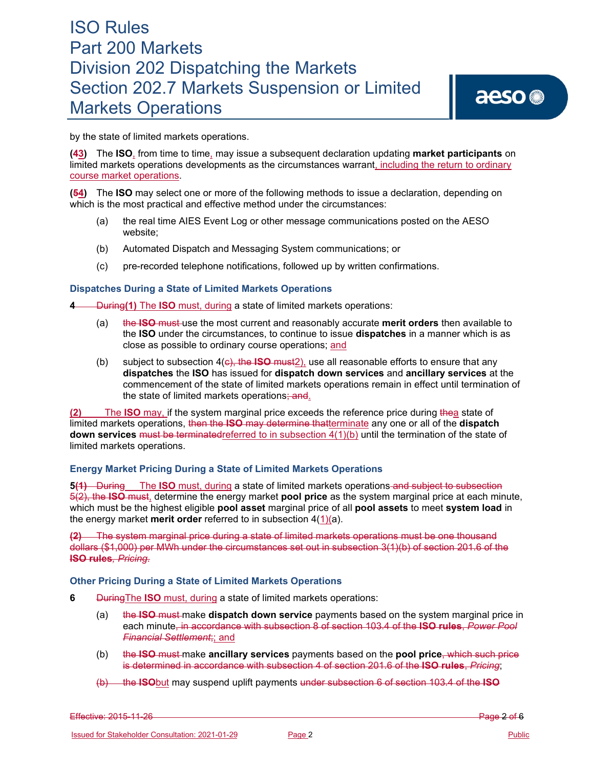by the state of limited markets operations.

**(43)** The **ISO**, from time to time, may issue a subsequent declaration updating **market participants** on limited markets operations developments as the circumstances warrant, including the return to ordinary course market operations.

**(54)** The **ISO** may select one or more of the following methods to issue a declaration, depending on which is the most practical and effective method under the circumstances:

(a) the real time AIES Event Log or other message communications posted on the AESO website;

(b) Automated Dispatch and Messaging System communications; or

(c) pre-recorded telephone notifications, followed up by written confirmations.

### Dispatches During a State of Limited Markets Operations

**4** During**(1)** The **ISO** must, during a state of limited markets operations:

(a) the **ISO** must use the most current and reasonably accurate **merit orders** then available to the **ISO** under the circumstances, to continue to issue **dispatches** in a manner which is as close as possible to ordinary course operations; and

(b) subject to subsection 4(c), the **ISO** must2), use all reasonable efforts to ensure that any **dispatches** the **ISO** has issued for **dispatch down services** and **ancillary services** at the commencement of the state of limited markets operations remain in effect until termination of the state of limited markets operations; and.

**(2)** The **ISO** may, if the system marginal price exceeds the reference price during thea state of limited markets operations, then the **ISO** may determine thatterminate any one or all of the **dispatch down services** must be terminatedreferred to in subsection 4(1)(b) until the termination of the state of limited markets operations.

### Energy Market Pricing During a State of Limited Markets Operations

**5(1)** During The **ISO** must, during a state of limited markets operations and subject to subsection 5(2), the **ISO** must, determine the energy market **pool price** as the system marginal price at each minute, which must be the highest eligible **pool asset** marginal price of all **pool assets** to meet **system load** in the energy market **merit order** referred to in subsection 4(1)(a).

**(2)** The system marginal price during a state of limited markets operations must be one thousand dollars ($1,000) per MWh under the circumstances set out in subsection 3(1)(b) of section 201.6 of the **ISO rules**, *Pricing*.

### Other Pricing During a State of Limited Markets Operations

**6** DuringThe **ISO** must, during a state of limited markets operations:

(a) the **ISO** must make **dispatch down service** payments based on the system marginal price in each minute, in accordance with subsection 8 of section 103.4 of the **ISO rules**, *Power Pool Financial Settlement*;; and

(b) the **ISO** must make **ancillary services** payments based on the **pool price**, which such price is determined in accordance with subsection 4 of section 201.6 of the **ISO rules**, *Pricing*;

(b) the **ISO**but may suspend uplift payments under subsection 6 of section 103.4 of the **ISO**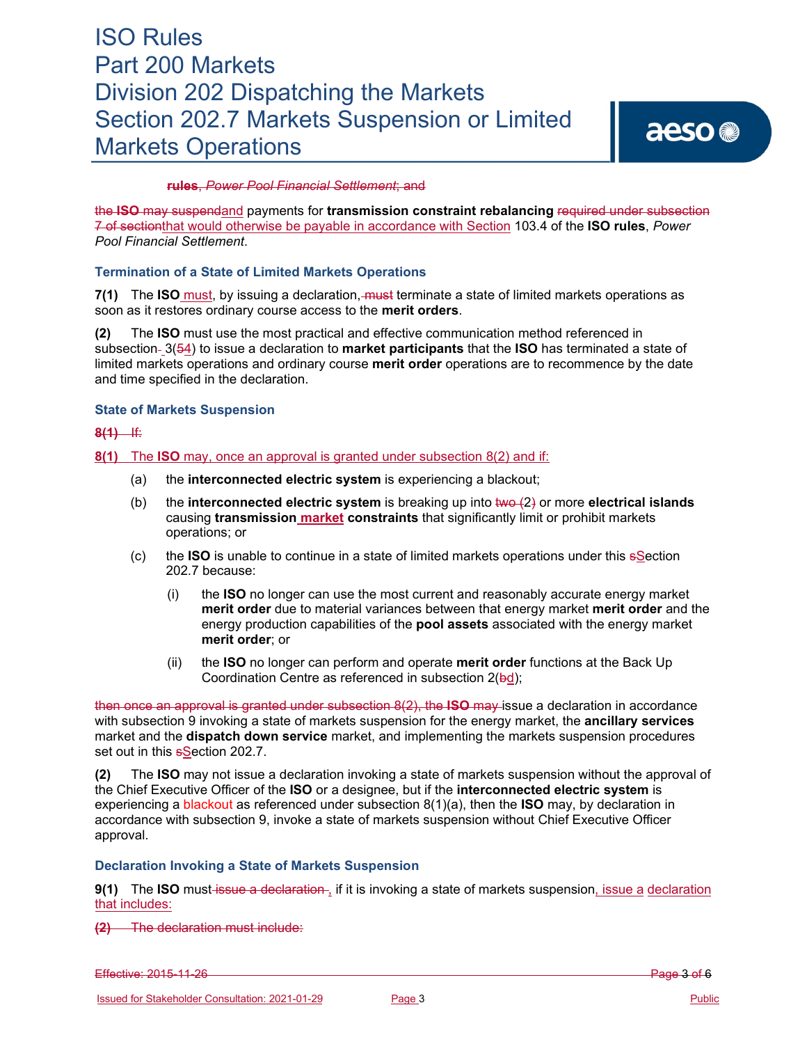**rules**, *Power Pool Financial Settlement*; and

the **ISO** may suspendand payments for **transmission constraint rebalancing** required under subsection 7 of sectionthat would otherwise be payable in accordance with Section 103.4 of the **ISO rules**, *Power Pool Financial Settlement*.

### Termination of a State of Limited Markets Operations

**7(1)** The **ISO** must, by issuing a declaration, must terminate a state of limited markets operations as soon as it restores ordinary course access to the **merit orders**.

**(2)** The **ISO** must use the most practical and effective communication method referenced in subsection 3(54) to issue a declaration to **market participants** that the **ISO** has terminated a state of limited markets operations and ordinary course **merit order** operations are to recommence by the date and time specified in the declaration.

### State of Markets Suspension

**8(1)** If:

**8(1)** The **ISO** may, once an approval is granted under subsection 8(2) and if:

(a) the **interconnected electric system** is experiencing a blackout;

(b) the **interconnected electric system** is breaking up into two (2) or more **electrical islands** causing **transmission market constraints** that significantly limit or prohibit markets operations; or

(c) the **ISO** is unable to continue in a state of limited markets operations under this sSection 202.7 because:

(i) the **ISO** no longer can use the most current and reasonably accurate energy market **merit order** due to material variances between that energy market **merit order** and the energy production capabilities of the **pool assets** associated with the energy market **merit order**; or

(ii) the **ISO** no longer can perform and operate **merit order** functions at the Back Up Coordination Centre as referenced in subsection 2(bd);

then once an approval is granted under subsection 8(2), the **ISO** may issue a declaration in accordance with subsection 9 invoking a state of markets suspension for the energy market, the **ancillary services** market and the **dispatch down service** market, and implementing the markets suspension procedures set out in this sSection 202.7.

**(2)** The **ISO** may not issue a declaration invoking a state of markets suspension without the approval of the Chief Executive Officer of the **ISO** or a designee, but if the **interconnected electric system** is experiencing a blackout as referenced under subsection 8(1)(a), then the **ISO** may, by declaration in accordance with subsection 9, invoke a state of markets suspension without Chief Executive Officer approval.

### Declaration Invoking a State of Markets Suspension

**9(1)** The **ISO** must issue a declaration , if it is invoking a state of markets suspension, issue a declaration that includes:

**(2)** The declaration must include: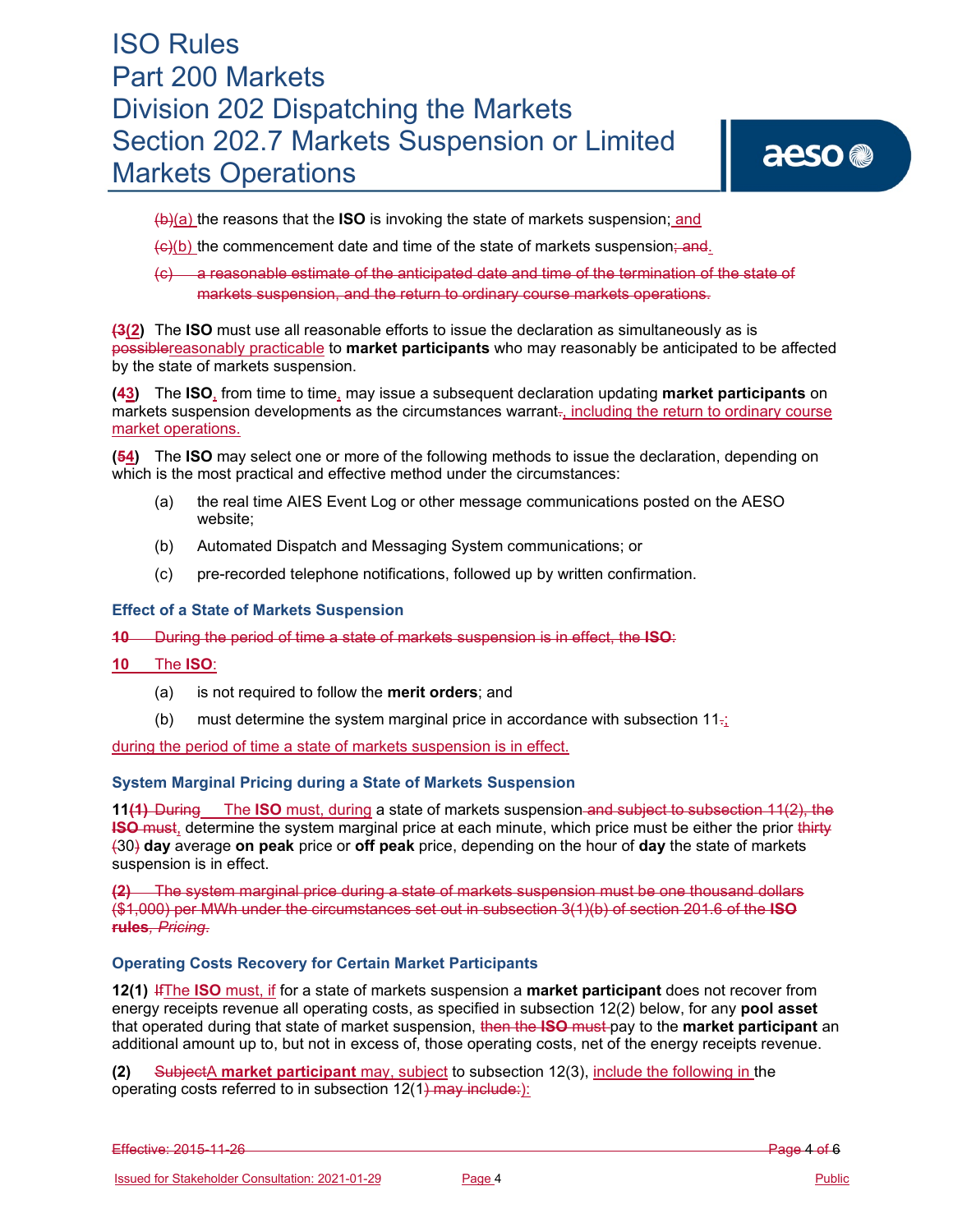~~(b)~~(a) the reasons that the **ISO** is invoking the state of markets suspension; and

~~(c)~~(b) the commencement date and time of the state of markets suspension~~; and~~.

~~(c) a reasonable estimate of the anticipated date and time of the termination of the state of markets suspension, and the return to ordinary course markets operations.~~

**(~~3~~2)** The **ISO** must use all reasonable efforts to issue the declaration as simultaneously as is ~~possible~~reasonably practicable to **market participants** who may reasonably be anticipated to be affected by the state of markets suspension.

**(~~4~~3)** The **ISO**, from time to time, may issue a subsequent declaration updating **market participants** on markets suspension developments as the circumstances warrant~~.~~, including the return to ordinary course market operations.

**(~~5~~4)** The **ISO** may select one or more of the following methods to issue the declaration, depending on which is the most practical and effective method under the circumstances:

(a) the real time AIES Event Log or other message communications posted on the AESO website;

(b) Automated Dispatch and Messaging System communications; or

(c) pre-recorded telephone notifications, followed up by written confirmation.

### Effect of a State of Markets Suspension

~~**10** During the period of time a state of markets suspension is in effect, the **ISO**:~~

**10** The **ISO**:

(a) is not required to follow the **merit orders**; and

(b) must determine the system marginal price in accordance with subsection 11~~.~~;

during the period of time a state of markets suspension is in effect.

### System Marginal Pricing during a State of Markets Suspension

**11~~(1)~~** ~~During~~ The **ISO** must, during a state of markets suspension~~ and subject to subsection 11(2), the **ISO** must~~, determine the system marginal price at each minute, which price must be either the prior ~~thirty (~~30~~)~~ **day** average **on peak** price or **off peak** price, depending on the hour of **day** the state of markets suspension is in effect.

~~**(2)** The system marginal price during a state of markets suspension must be one thousand dollars ($1,000) per MWh under the circumstances set out in subsection 3(1)(b) of section 201.6 of the **ISO rules**, *Pricing*.~~

### Operating Costs Recovery for Certain Market Participants

**12(1)** ~~If~~The **ISO** must, if for a state of markets suspension a **market participant** does not recover from energy receipts revenue all operating costs, as specified in subsection 12(2) below, for any **pool asset** that operated during that state of market suspension, ~~then the **ISO** must~~ pay to the **market participant** an additional amount up to, but not in excess of, those operating costs, net of the energy receipts revenue.

**(2)** ~~Subject~~A **market participant** may, subject to subsection 12(3), include the following in the operating costs referred to in subsection 12(1~~) may include:~~):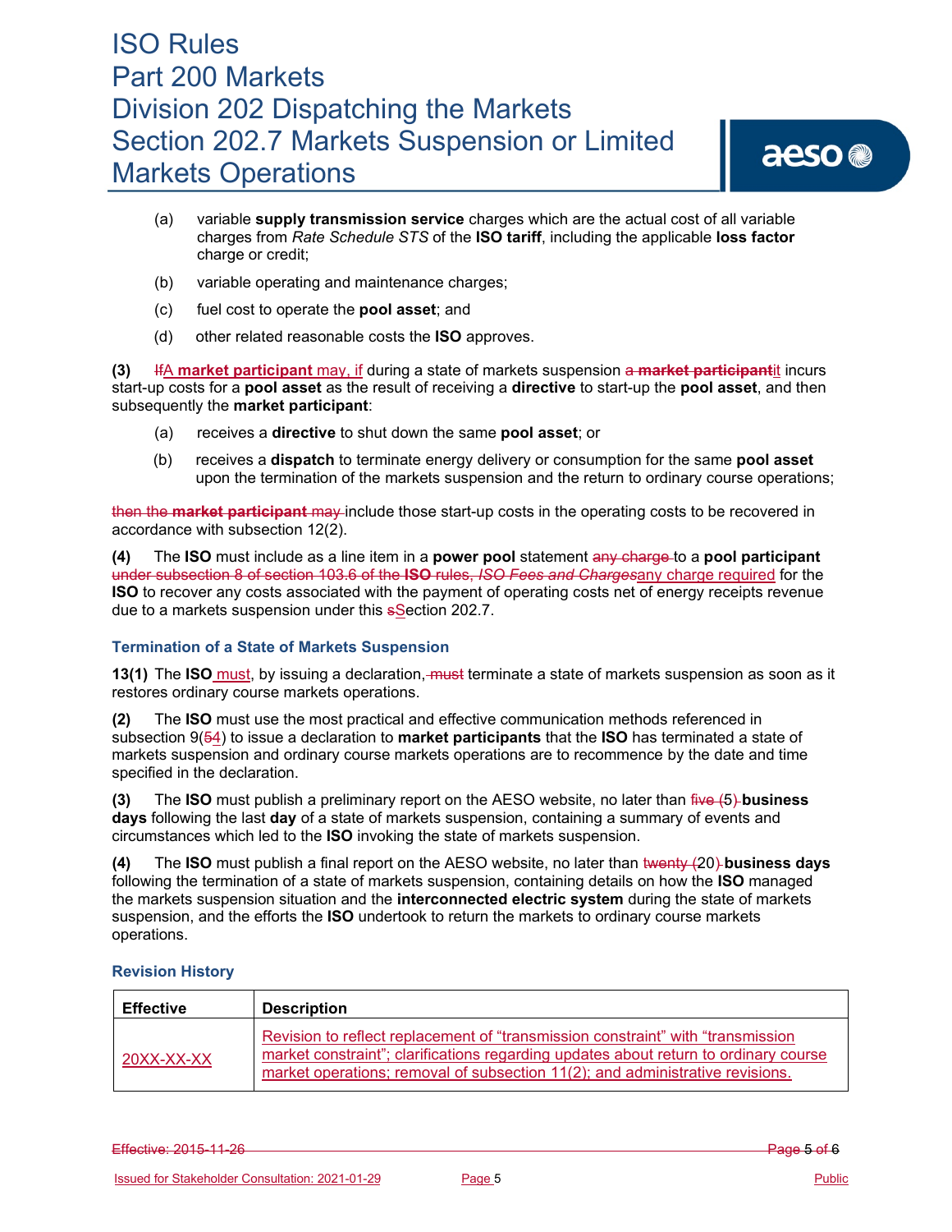(a) variable **supply transmission service** charges which are the actual cost of all variable charges from *Rate Schedule STS* of the **ISO tariff**, including the applicable **loss factor** charge or credit;

(b) variable operating and maintenance charges;

(c) fuel cost to operate the **pool asset**; and

(d) other related reasonable costs the **ISO** approves.

**(3)** IfA **market participant** may, if during a state of markets suspension a **market participant**it incurs start-up costs for a **pool asset** as the result of receiving a **directive** to start-up the **pool asset**, and then subsequently the **market participant**:

(a) receives a **directive** to shut down the same **pool asset**; or

(b) receives a **dispatch** to terminate energy delivery or consumption for the same **pool asset** upon the termination of the markets suspension and the return to ordinary course operations;

then the **market participant** may include those start-up costs in the operating costs to be recovered in accordance with subsection 12(2).

**(4)** The **ISO** must include as a line item in a **power pool** statement any charge to a **pool participant** under subsection 8 of section 103.6 of the **ISO** rules, *ISO Fees and Charges*any charge required for the **ISO** to recover any costs associated with the payment of operating costs net of energy receipts revenue due to a markets suspension under this sSection 202.7.

### Termination of a State of Markets Suspension

**13(1)** The **ISO** must, by issuing a declaration, must terminate a state of markets suspension as soon as it restores ordinary course markets operations.

**(2)** The **ISO** must use the most practical and effective communication methods referenced in subsection 9(54) to issue a declaration to **market participants** that the **ISO** has terminated a state of markets suspension and ordinary course markets operations are to recommence by the date and time specified in the declaration.

**(3)** The **ISO** must publish a preliminary report on the AESO website, no later than five (5) **business days** following the last **day** of a state of markets suspension, containing a summary of events and circumstances which led to the **ISO** invoking the state of markets suspension.

**(4)** The **ISO** must publish a final report on the AESO website, no later than twenty (20) **business days** following the termination of a state of markets suspension, containing details on how the **ISO** managed the markets suspension situation and the **interconnected electric system** during the state of markets suspension, and the efforts the **ISO** undertook to return the markets to ordinary course markets operations.

### Revision History

| Effective | Description |
|---|---|
| 20XX-XX-XX | Revision to reflect replacement of "transmission constraint" with "transmission market constraint"; clarifications regarding updates about return to ordinary course market operations; removal of subsection 11(2); and administrative revisions. |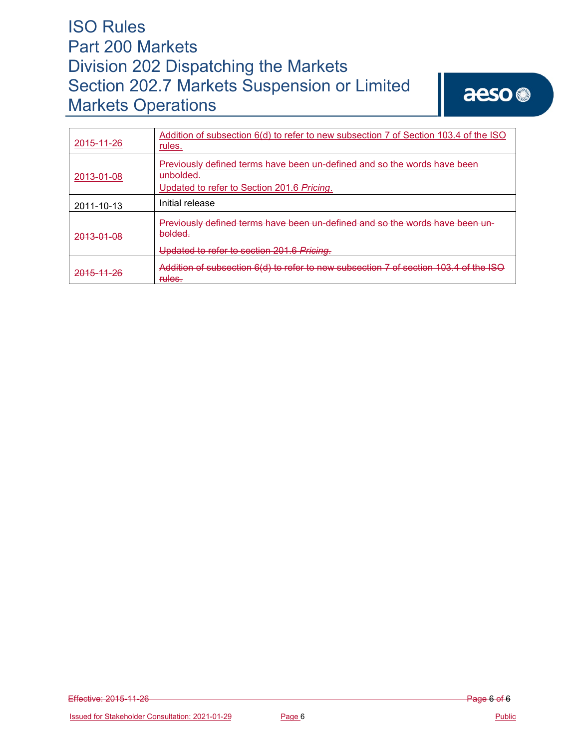| | |
|---|---|
| 2015-11-26 | Addition of subsection 6(d) to refer to new subsection 7 of Section 103.4 of the ISO rules. |
| 2013-01-08 | Previously defined terms have been un-defined and so the words have been unbolded.<br>Updated to refer to Section 201.6 *Pricing*. |
| 2011-10-13 | Initial release |
| ~~2013-01-08~~ | ~~Previously defined terms have been un-defined and so the words have been un-bolded.~~<br>~~Updated to refer to section 201.6 *Pricing*.~~ |
| ~~2015-11-26~~ | ~~Addition of subsection 6(d) to refer to new subsection 7 of section 103.4 of the ISO rules.~~ |